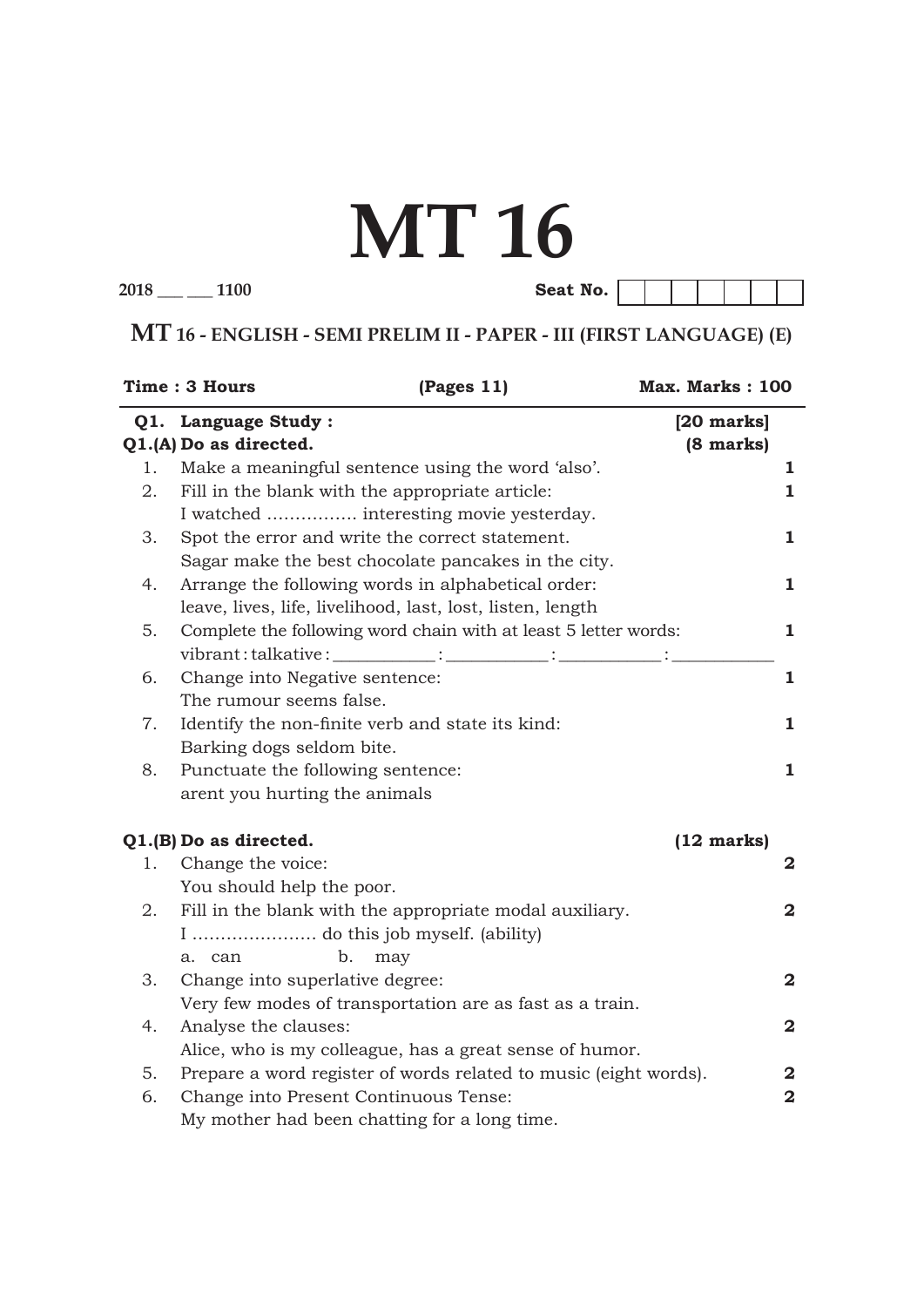# MT 16

**2018 \_\_\_ \_\_\_ 1100** **Seat No.** | | | | | | | |

## MT 16 - ENGLISH - SEMI PRELIM II - PAPER - III (FIRST LANGUAGE) (E)

**Time : 3 Hours** **(Pages 11)** **Max. Marks : 100**

---

**Q1. Language Study :** **[20 marks]**

**Q1.(A) Do as directed.** **(8 marks)**

1. Make a meaningful sentence using the word 'also'. **1**
2. Fill in the blank with the appropriate article: **1**
   I watched ............... interesting movie yesterday.
3. Spot the error and write the correct statement. **1**
   Sagar make the best chocolate pancakes in the city.
4. Arrange the following words in alphabetical order: **1**
   leave, lives, life, livelihood, last, lost, listen, length
5. Complete the following word chain with at least 5 letter words: **1**
   vibrant : talkative : \_\_\_\_\_\_\_\_\_\_\_ : \_\_\_\_\_\_\_\_\_\_\_ : \_\_\_\_\_\_\_\_\_\_\_ : \_\_\_\_\_\_\_\_\_\_\_
6. Change into Negative sentence: **1**
   The rumour seems false.
7. Identify the non-finite verb and state its kind: **1**
   Barking dogs seldom bite.
8. Punctuate the following sentence: **1**
   arent you hurting the animals

**Q1.(B) Do as directed.** **(12 marks)**

1. Change the voice: **2**
   You should help the poor.
2. Fill in the blank with the appropriate modal auxiliary. **2**
   I .................... do this job myself. (ability)
   a. can b. may
3. Change into superlative degree: **2**
   Very few modes of transportation are as fast as a train.
4. Analyse the clauses: **2**
   Alice, who is my colleague, has a great sense of humor.
5. Prepare a word register of words related to music (eight words). **2**
6. Change into Present Continuous Tense: **2**
   My mother had been chatting for a long time.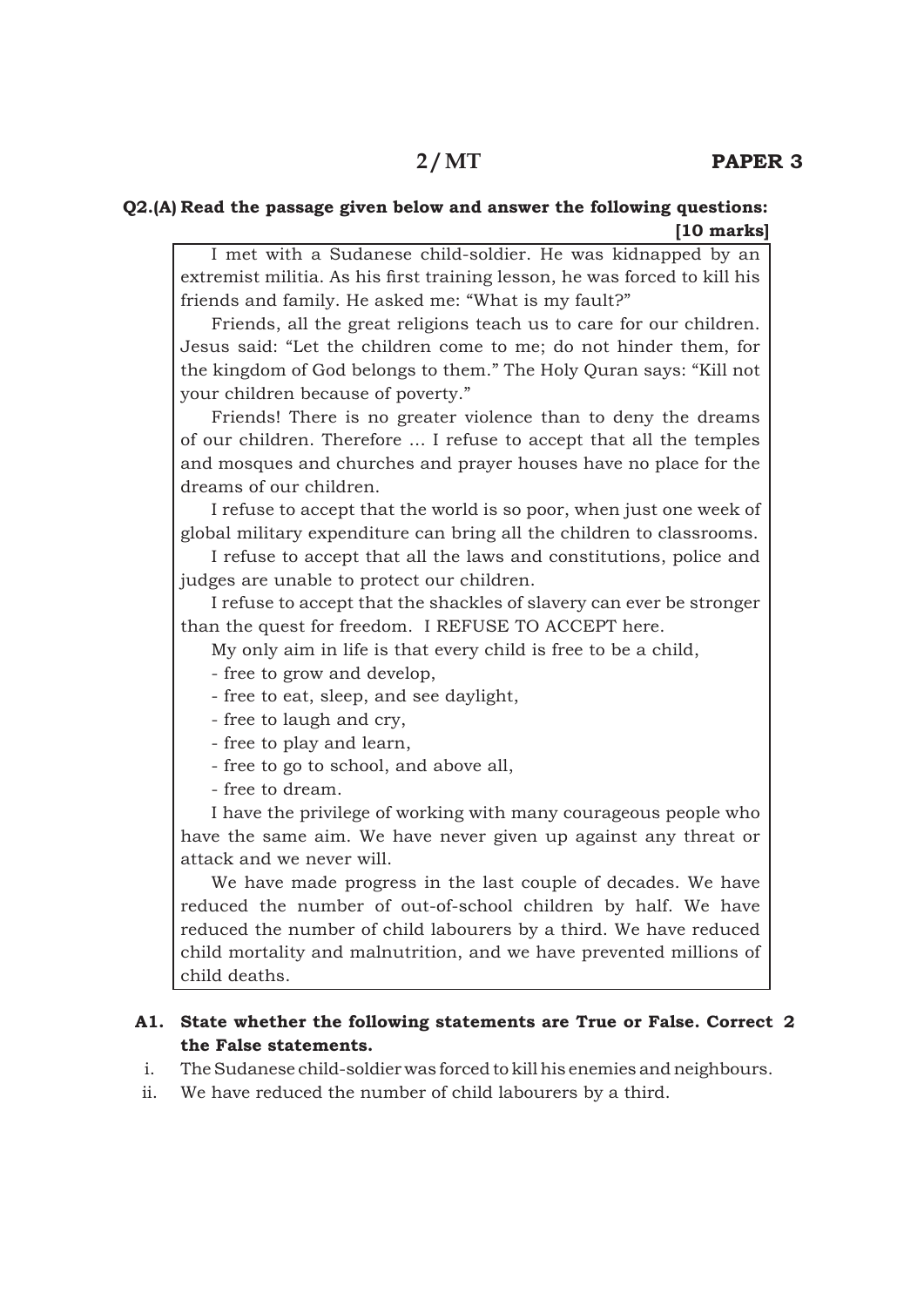**Q2.(A) Read the passage given below and answer the following questions:** **[10 marks]**

> I met with a Sudanese child-soldier. He was kidnapped by an extremist militia. As his first training lesson, he was forced to kill his friends and family. He asked me: "What is my fault?"
>
> Friends, all the great religions teach us to care for our children. Jesus said: "Let the children come to me; do not hinder them, for the kingdom of God belongs to them." The Holy Quran says: "Kill not your children because of poverty."
>
> Friends! There is no greater violence than to deny the dreams of our children. Therefore ... I refuse to accept that all the temples and mosques and churches and prayer houses have no place for the dreams of our children.
>
> I refuse to accept that the world is so poor, when just one week of global military expenditure can bring all the children to classrooms.
>
> I refuse to accept that all the laws and constitutions, police and judges are unable to protect our children.
>
> I refuse to accept that the shackles of slavery can ever be stronger than the quest for freedom. I REFUSE TO ACCEPT here.
>
> My only aim in life is that every child is free to be a child,
>
> - free to grow and develop,
> - free to eat, sleep, and see daylight,
> - free to laugh and cry,
> - free to play and learn,
> - free to go to school, and above all,
> - free to dream.
>
> I have the privilege of working with many courageous people who have the same aim. We have never given up against any threat or attack and we never will.
>
> We have made progress in the last couple of decades. We have reduced the number of out-of-school children by half. We have reduced the number of child labourers by a third. We have reduced child mortality and malnutrition, and we have prevented millions of child deaths.

**A1. State whether the following statements are True or False. Correct the False statements.** **2**

i. The Sudanese child-soldier was forced to kill his enemies and neighbours.

ii. We have reduced the number of child labourers by a third.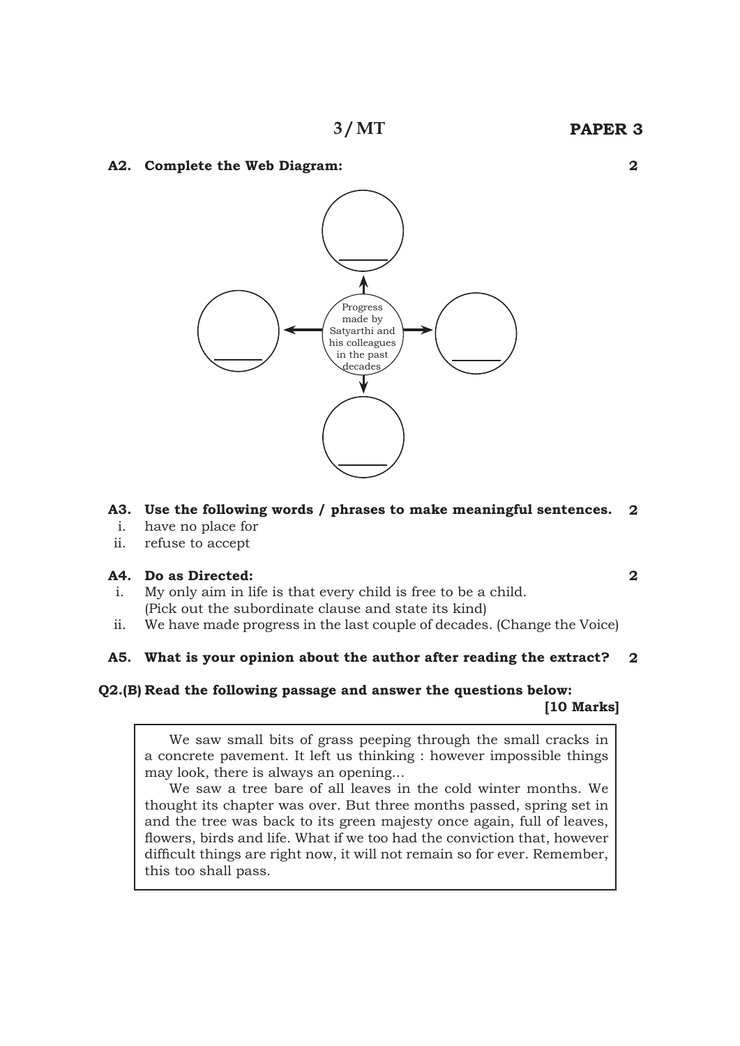## 3 / MT — PAPER 3

**A2. Complete the Web Diagram:** **2**

Progress made by Satyarthi and his colleagues in the past decades

- ________
- ________
- ________
- ________

**A3. Use the following words / phrases to make meaningful sentences.** **2**

i. have no place for

ii. refuse to accept

**A4. Do as Directed:** **2**

i. My only aim in life is that every child is free to be a child. (Pick out the subordinate clause and state its kind)

ii. We have made progress in the last couple of decades. (Change the Voice)

**A5. What is your opinion about the author after reading the extract?** **2**

**Q2.(B) Read the following passage and answer the questions below:** **[10 Marks]**

> We saw small bits of grass peeping through the small cracks in a concrete pavement. It left us thinking : however impossible things may look, there is always an opening...
>
> We saw a tree bare of all leaves in the cold winter months. We thought its chapter was over. But three months passed, spring set in and the tree was back to its green majesty once again, full of leaves, flowers, birds and life. What if we too had the conviction that, however difficult things are right now, it will not remain so for ever. Remember, this too shall pass.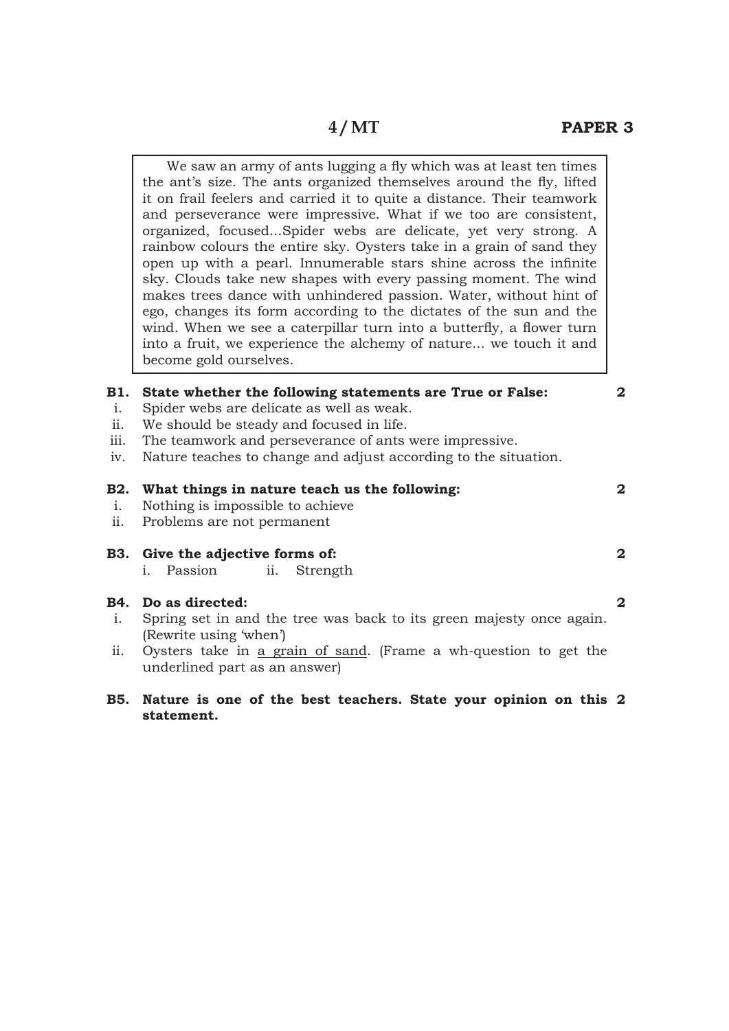We saw an army of ants lugging a fly which was at least ten times the ant's size. The ants organized themselves around the fly, lifted it on frail feelers and carried it to quite a distance. Their teamwork and perseverance were impressive. What if we too are consistent, organized, focused...Spider webs are delicate, yet very strong. A rainbow colours the entire sky. Oysters take in a grain of sand they open up with a pearl. Innumerable stars shine across the infinite sky. Clouds take new shapes with every passing moment. The wind makes trees dance with unhindered passion. Water, without hint of ego, changes its form according to the dictates of the sun and the wind. When we see a caterpillar turn into a butterfly, a flower turn into a fruit, we experience the alchemy of nature... we touch it and become gold ourselves.

**B1. State whether the following statements are True or False:** **2**

i. Spider webs are delicate as well as weak.
ii. We should be steady and focused in life.
iii. The teamwork and perseverance of ants were impressive.
iv. Nature teaches to change and adjust according to the situation.

**B2. What things in nature teach us the following:** **2**

i. Nothing is impossible to achieve
ii. Problems are not permanent

**B3. Give the adjective forms of:** **2**

i. Passion ii. Strength

**B4. Do as directed:** **2**

i. Spring set in and the tree was back to its green majesty once again. (Rewrite using 'when')
ii. Oysters take in a grain of sand. (Frame a wh-question to get the underlined part as an answer)

**B5. Nature is one of the best teachers. State your opinion on this statement.** **2**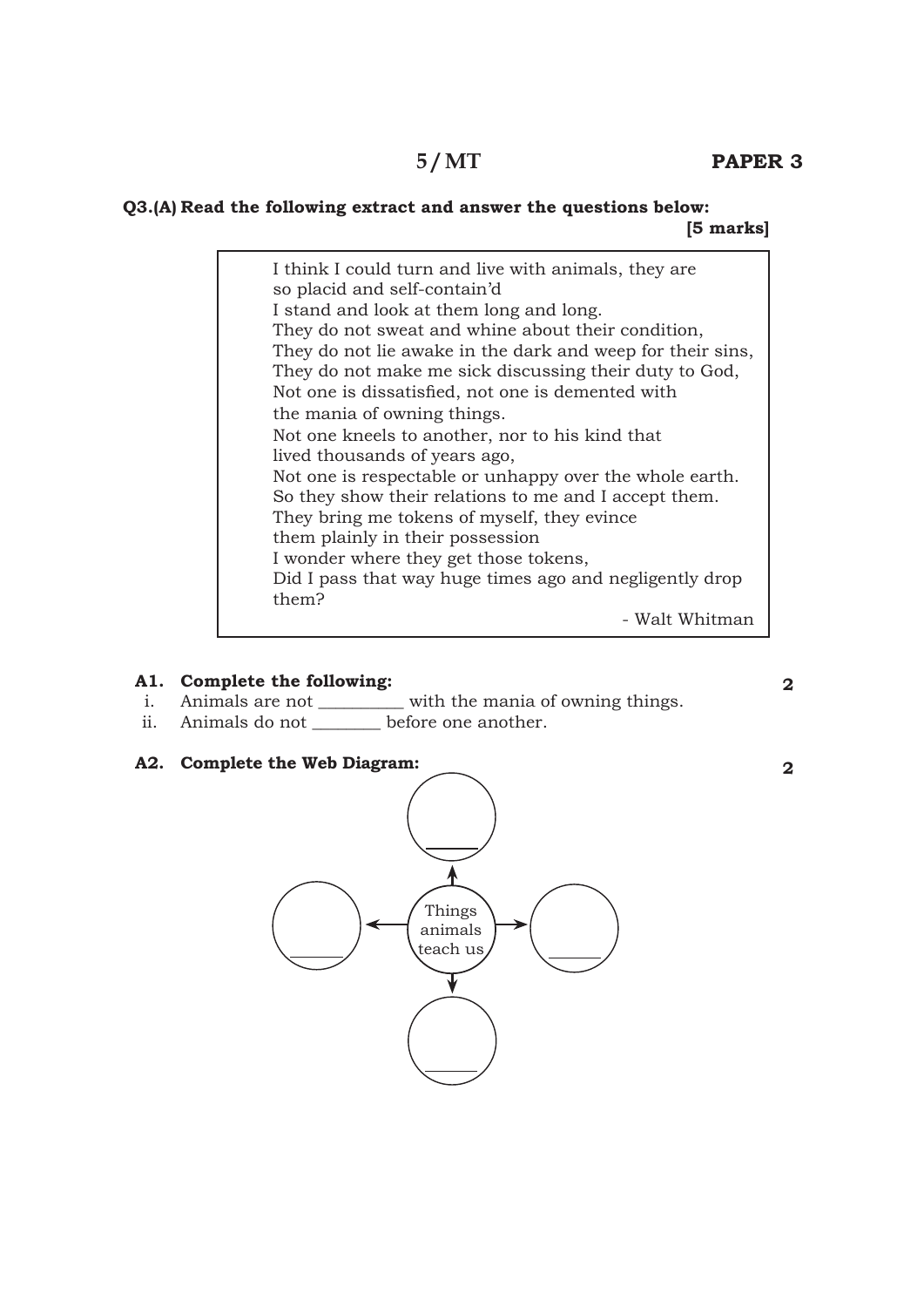**PAPER 3**

**Q3.(A) Read the following extract and answer the questions below:** **[5 marks]**

> I think I could turn and live with animals, they are
> so placid and self-contain'd
> I stand and look at them long and long.
> They do not sweat and whine about their condition,
> They do not lie awake in the dark and weep for their sins,
> They do not make me sick discussing their duty to God,
> Not one is dissatisfied, not one is demented with
> the mania of owning things.
> Not one kneels to another, nor to his kind that
> lived thousands of years ago,
> Not one is respectable or unhappy over the whole earth.
> So they show their relations to me and I accept them.
> They bring me tokens of myself, they evince
> them plainly in their possession
> I wonder where they get those tokens,
> Did I pass that way huge times ago and negligently drop
> them?
>
> \- Walt Whitman

**A1. Complete the following:** **2**

i. Animals are not _________ with the mania of owning things.

ii. Animals do not ________ before one another.

**A2. Complete the Web Diagram:** **2**

Things animals teach us

- ______
- ______
- ______
- ______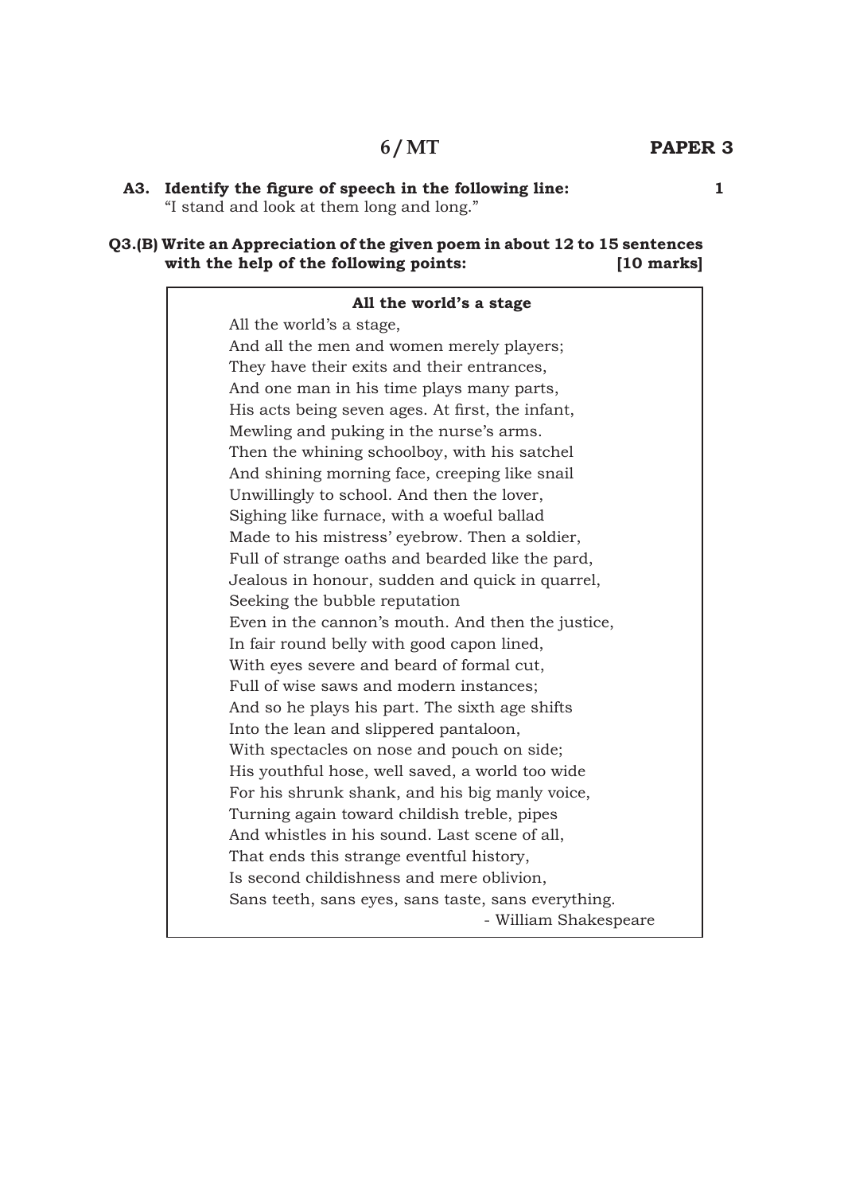**A3. Identify the figure of speech in the following line:** **1**

"I stand and look at them long and long."

**Q3.(B) Write an Appreciation of the given poem in about 12 to 15 sentences with the help of the following points:** **[10 marks]**

**All the world's a stage**

All the world's a stage,
And all the men and women merely players;
They have their exits and their entrances,
And one man in his time plays many parts,
His acts being seven ages. At first, the infant,
Mewling and puking in the nurse's arms.
Then the whining schoolboy, with his satchel
And shining morning face, creeping like snail
Unwillingly to school. And then the lover,
Sighing like furnace, with a woeful ballad
Made to his mistress' eyebrow. Then a soldier,
Full of strange oaths and bearded like the pard,
Jealous in honour, sudden and quick in quarrel,
Seeking the bubble reputation
Even in the cannon's mouth. And then the justice,
In fair round belly with good capon lined,
With eyes severe and beard of formal cut,
Full of wise saws and modern instances;
And so he plays his part. The sixth age shifts
Into the lean and slippered pantaloon,
With spectacles on nose and pouch on side;
His youthful hose, well saved, a world too wide
For his shrunk shank, and his big manly voice,
Turning again toward childish treble, pipes
And whistles in his sound. Last scene of all,
That ends this strange eventful history,
Is second childishness and mere oblivion,
Sans teeth, sans eyes, sans taste, sans everything.

\- William Shakespeare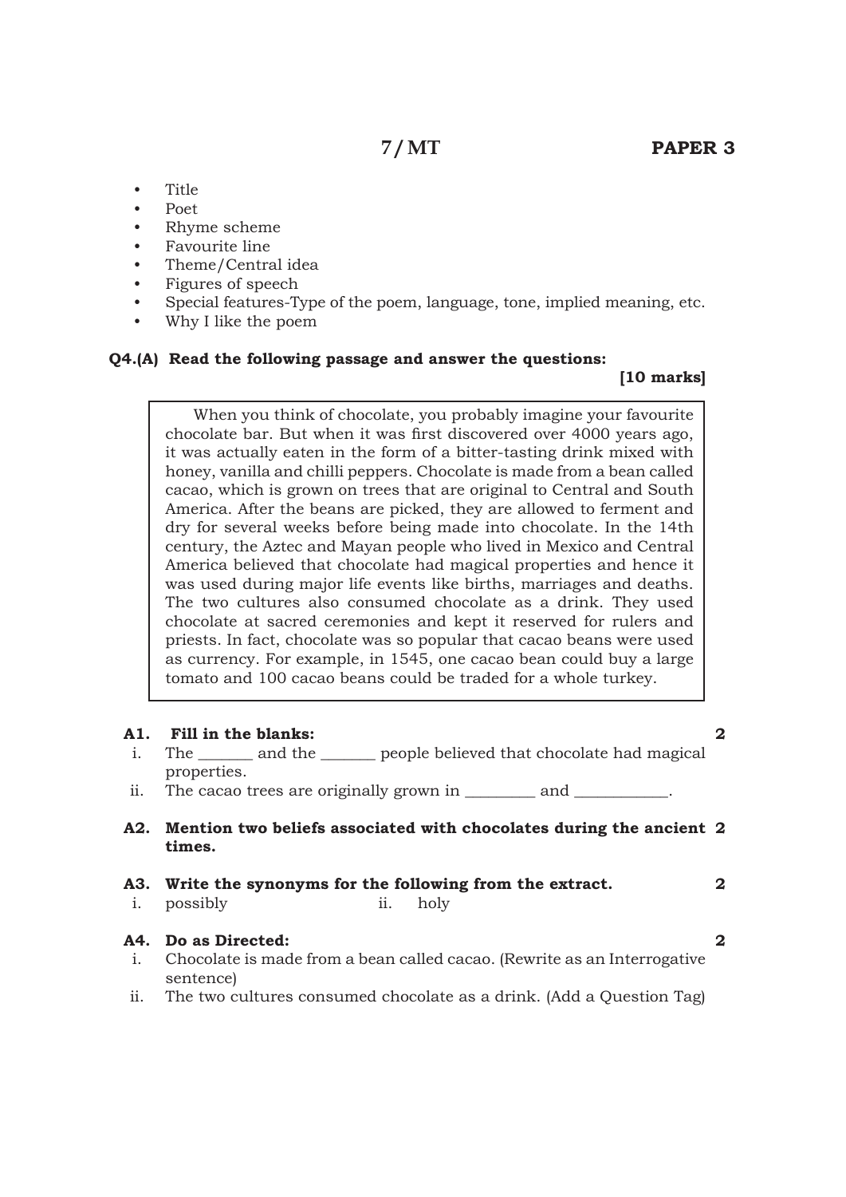- Title
- Poet
- Rhyme scheme
- Favourite line
- Theme/Central idea
- Figures of speech
- Special features-Type of the poem, language, tone, implied meaning, etc.
- Why I like the poem

**Q4.(A) Read the following passage and answer the questions:** **[10 marks]**

> When you think of chocolate, you probably imagine your favourite chocolate bar. But when it was first discovered over 4000 years ago, it was actually eaten in the form of a bitter-tasting drink mixed with honey, vanilla and chilli peppers. Chocolate is made from a bean called cacao, which is grown on trees that are original to Central and South America. After the beans are picked, they are allowed to ferment and dry for several weeks before being made into chocolate. In the 14th century, the Aztec and Mayan people who lived in Mexico and Central America believed that chocolate had magical properties and hence it was used during major life events like births, marriages and deaths. The two cultures also consumed chocolate as a drink. They used chocolate at sacred ceremonies and kept it reserved for rulers and priests. In fact, chocolate was so popular that cacao beans were used as currency. For example, in 1545, one cacao bean could buy a large tomato and 100 cacao beans could be traded for a whole turkey.

**A1. Fill in the blanks:** **2**

i. The _______ and the _______ people believed that chocolate had magical properties.

ii. The cacao trees are originally grown in _________ and ____________.

**A2. Mention two beliefs associated with chocolates during the ancient times.** **2**

**A3. Write the synonyms for the following from the extract.** **2**

i. possibly  ii. holy

**A4. Do as Directed:** **2**

i. Chocolate is made from a bean called cacao. (Rewrite as an Interrogative sentence)

ii. The two cultures consumed chocolate as a drink. (Add a Question Tag)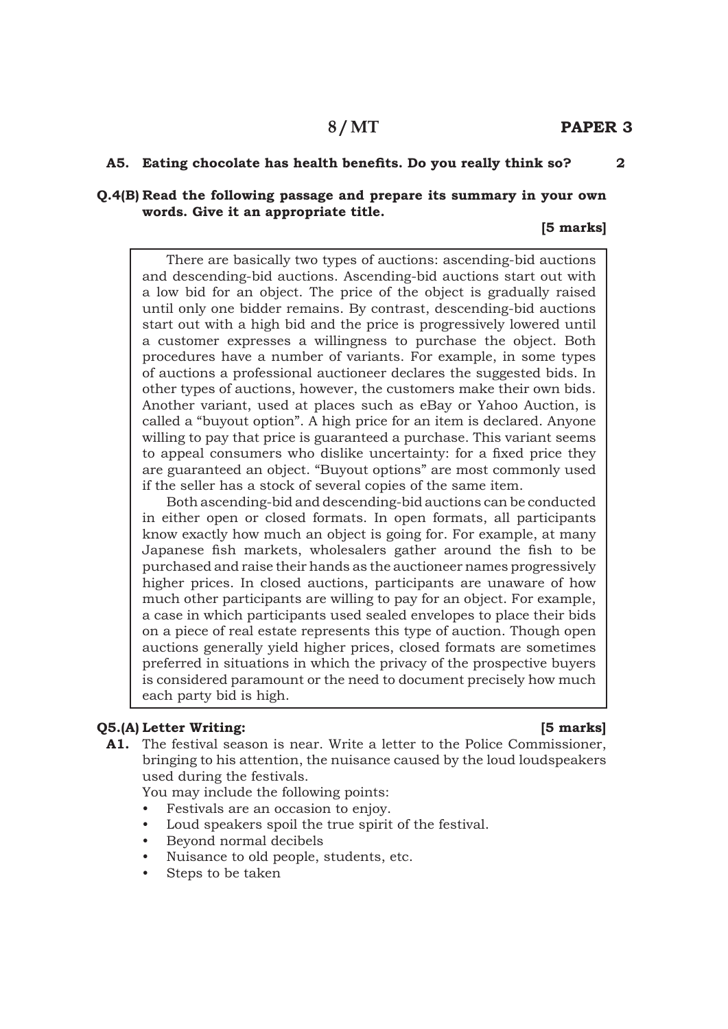**A5. Eating chocolate has health benefits. Do you really think so?** **2**

**Q.4(B) Read the following passage and prepare its summary in your own words. Give it an appropriate title.**

**[5 marks]**

There are basically two types of auctions: ascending-bid auctions and descending-bid auctions. Ascending-bid auctions start out with a low bid for an object. The price of the object is gradually raised until only one bidder remains. By contrast, descending-bid auctions start out with a high bid and the price is progressively lowered until a customer expresses a willingness to purchase the object. Both procedures have a number of variants. For example, in some types of auctions a professional auctioneer declares the suggested bids. In other types of auctions, however, the customers make their own bids. Another variant, used at places such as eBay or Yahoo Auction, is called a "buyout option". A high price for an item is declared. Anyone willing to pay that price is guaranteed a purchase. This variant seems to appeal consumers who dislike uncertainty: for a fixed price they are guaranteed an object. "Buyout options" are most commonly used if the seller has a stock of several copies of the same item.

Both ascending-bid and descending-bid auctions can be conducted in either open or closed formats. In open formats, all participants know exactly how much an object is going for. For example, at many Japanese fish markets, wholesalers gather around the fish to be purchased and raise their hands as the auctioneer names progressively higher prices. In closed auctions, participants are unaware of how much other participants are willing to pay for an object. For example, a case in which participants used sealed envelopes to place their bids on a piece of real estate represents this type of auction. Though open auctions generally yield higher prices, closed formats are sometimes preferred in situations in which the privacy of the prospective buyers is considered paramount or the need to document precisely how much each party bid is high.

**Q5.(A) Letter Writing:** **[5 marks]**

**A1.** The festival season is near. Write a letter to the Police Commissioner, bringing to his attention, the nuisance caused by the loud loudspeakers used during the festivals.

You may include the following points:

- Festivals are an occasion to enjoy.
- Loud speakers spoil the true spirit of the festival.
- Beyond normal decibels
- Nuisance to old people, students, etc.
- Steps to be taken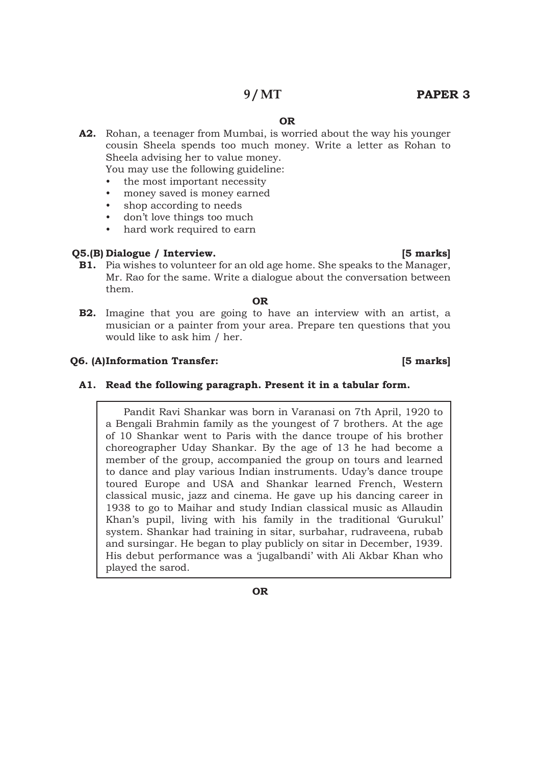**OR**

**A2.** Rohan, a teenager from Mumbai, is worried about the way his younger cousin Sheela spends too much money. Write a letter as Rohan to Sheela advising her to value money.

You may use the following guideline:

- the most important necessity
- money saved is money earned
- shop according to needs
- don't love things too much
- hard work required to earn

## Q5.(B) Dialogue / Interview. [5 marks]

**B1.** Pia wishes to volunteer for an old age home. She speaks to the Manager, Mr. Rao for the same. Write a dialogue about the conversation between them.

**OR**

**B2.** Imagine that you are going to have an interview with an artist, a musician or a painter from your area. Prepare ten questions that you would like to ask him / her.

## Q6. (A) Information Transfer: [5 marks]

**A1. Read the following paragraph. Present it in a tabular form.**

> Pandit Ravi Shankar was born in Varanasi on 7th April, 1920 to a Bengali Brahmin family as the youngest of 7 brothers. At the age of 10 Shankar went to Paris with the dance troupe of his brother choreographer Uday Shankar. By the age of 13 he had become a member of the group, accompanied the group on tours and learned to dance and play various Indian instruments. Uday's dance troupe toured Europe and USA and Shankar learned French, Western classical music, jazz and cinema. He gave up his dancing career in 1938 to go to Maihar and study Indian classical music as Allaudin Khan's pupil, living with his family in the traditional 'Gurukul' system. Shankar had training in sitar, surbahar, rudraveena, rubab and sursingar. He began to play publicly on sitar in December, 1939. His debut performance was a 'jugalbandi' with Ali Akbar Khan who played the sarod.

**OR**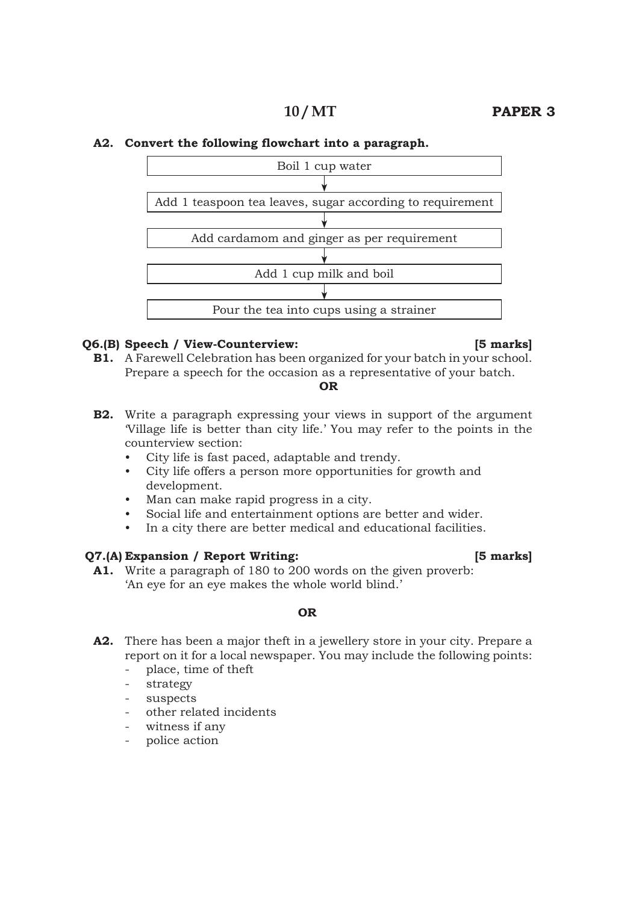**A2. Convert the following flowchart into a paragraph.**

Boil 1 cup water

↓

Add 1 teaspoon tea leaves, sugar according to requirement

↓

Add cardamom and ginger as per requirement

↓

Add 1 cup milk and boil

↓

Pour the tea into cups using a strainer

**Q6.(B) Speech / View-Counterview: [5 marks]**

**B1.** A Farewell Celebration has been organized for your batch in your school. Prepare a speech for the occasion as a representative of your batch.

**OR**

**B2.** Write a paragraph expressing your views in support of the argument 'Village life is better than city life.' You may refer to the points in the counterview section:

- City life is fast paced, adaptable and trendy.
- City life offers a person more opportunities for growth and development.
- Man can make rapid progress in a city.
- Social life and entertainment options are better and wider.
- In a city there are better medical and educational facilities.

**Q7.(A) Expansion / Report Writing: [5 marks]**

**A1.** Write a paragraph of 180 to 200 words on the given proverb: 'An eye for an eye makes the whole world blind.'

**OR**

**A2.** There has been a major theft in a jewellery store in your city. Prepare a report on it for a local newspaper. You may include the following points:

- place, time of theft
- strategy
- suspects
- other related incidents
- witness if any
- police action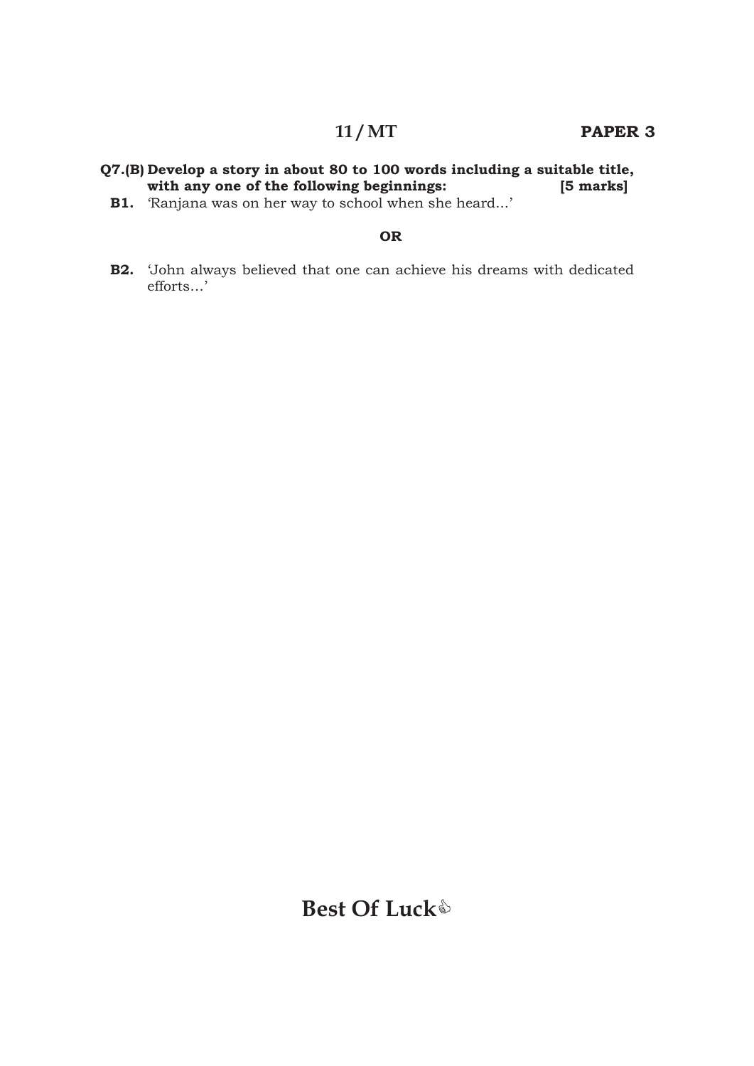**Q7.(B) Develop a story in about 80 to 100 words including a suitable title, with any one of the following beginnings: [5 marks]**

**B1.** 'Ranjana was on her way to school when she heard...'

**OR**

**B2.** 'John always believed that one can achieve his dreams with dedicated efforts...'

**Best Of Luck**